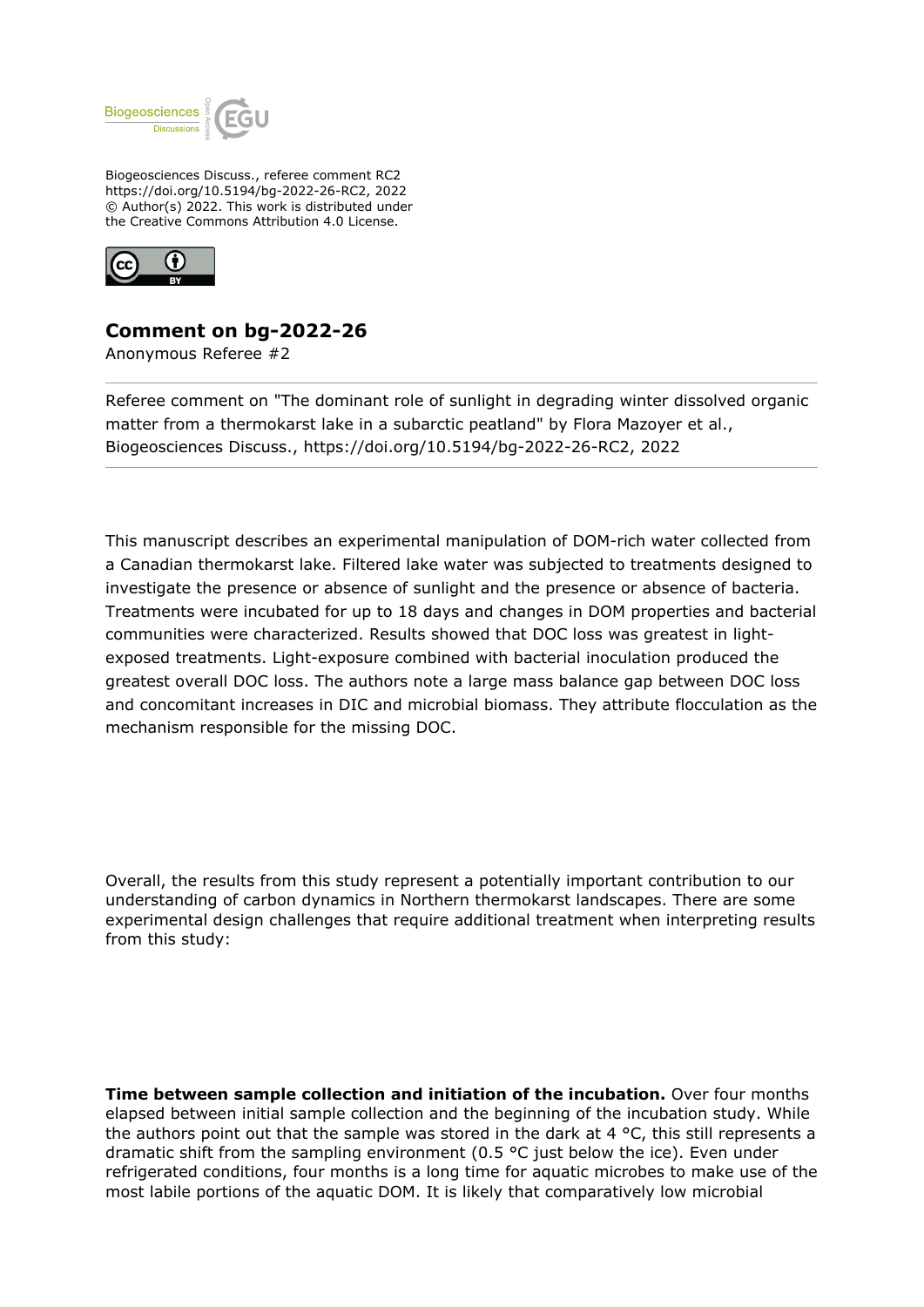Biogeosciences Discuss., referee comment RC2
https://doi.org/10.5194/bg-2022-26-RC2, 2022
© Author(s) 2022. This work is distributed under the Creative Commons Attribution 4.0 License.

## Comment on bg-2022-26

Anonymous Referee #2

---

Referee comment on "The dominant role of sunlight in degrading winter dissolved organic matter from a thermokarst lake in a subarctic peatland" by Flora Mazoyer et al., Biogeosciences Discuss., https://doi.org/10.5194/bg-2022-26-RC2, 2022

---

This manuscript describes an experimental manipulation of DOM-rich water collected from a Canadian thermokarst lake. Filtered lake water was subjected to treatments designed to investigate the presence or absence of sunlight and the presence or absence of bacteria. Treatments were incubated for up to 18 days and changes in DOM properties and bacterial communities were characterized. Results showed that DOC loss was greatest in light-exposed treatments. Light-exposure combined with bacterial inoculation produced the greatest overall DOC loss. The authors note a large mass balance gap between DOC loss and concomitant increases in DIC and microbial biomass. They attribute flocculation as the mechanism responsible for the missing DOC.

Overall, the results from this study represent a potentially important contribution to our understanding of carbon dynamics in Northern thermokarst landscapes. There are some experimental design challenges that require additional treatment when interpreting results from this study:

**Time between sample collection and initiation of the incubation.** Over four months elapsed between initial sample collection and the beginning of the incubation study. While the authors point out that the sample was stored in the dark at 4 °C, this still represents a dramatic shift from the sampling environment (0.5 °C just below the ice). Even under refrigerated conditions, four months is a long time for aquatic microbes to make use of the most labile portions of the aquatic DOM. It is likely that comparatively low microbial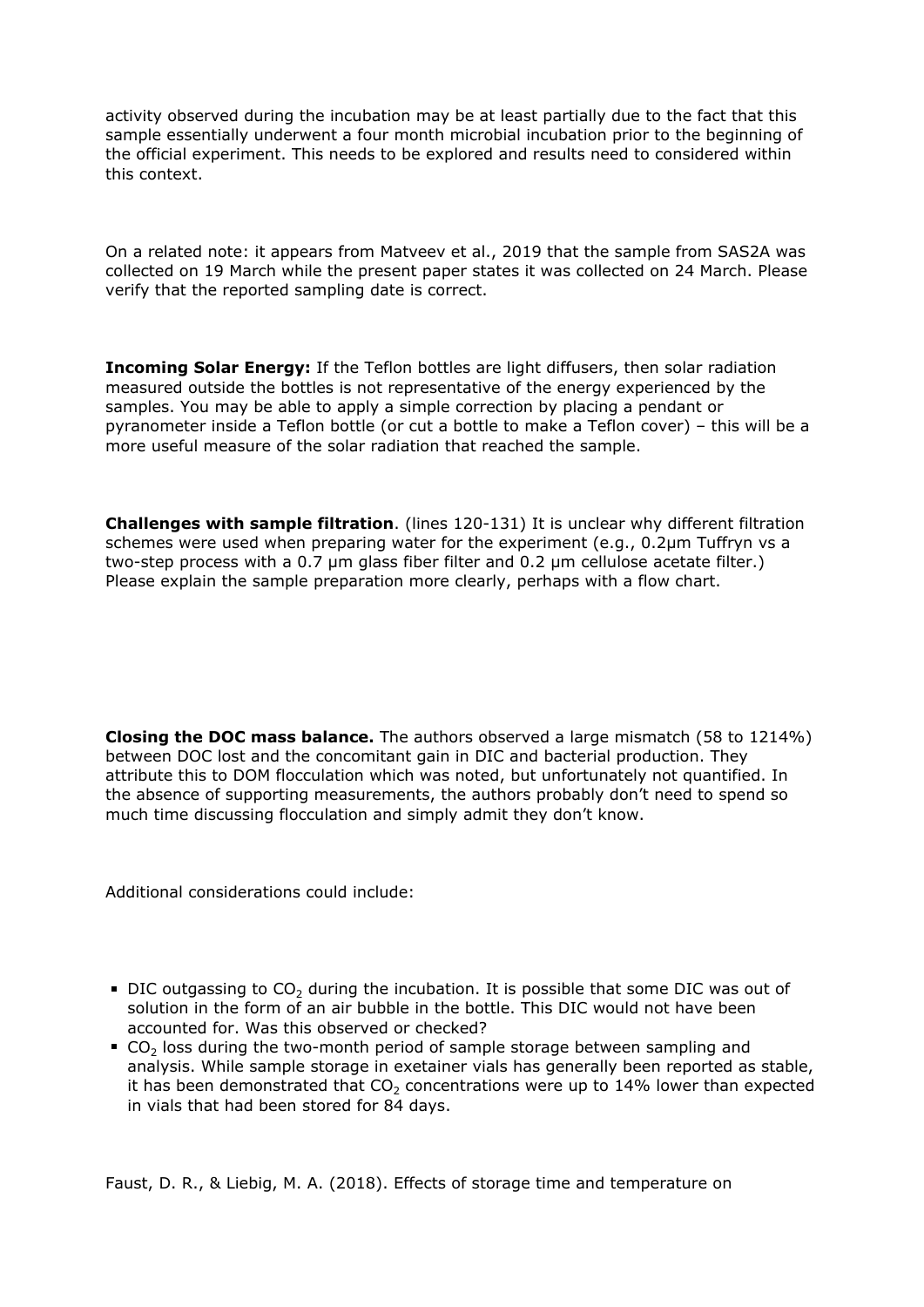activity observed during the incubation may be at least partially due to the fact that this sample essentially underwent a four month microbial incubation prior to the beginning of the official experiment. This needs to be explored and results need to considered within this context.

On a related note: it appears from Matveev et al., 2019 that the sample from SAS2A was collected on 19 March while the present paper states it was collected on 24 March. Please verify that the reported sampling date is correct.

**Incoming Solar Energy:** If the Teflon bottles are light diffusers, then solar radiation measured outside the bottles is not representative of the energy experienced by the samples. You may be able to apply a simple correction by placing a pendant or pyranometer inside a Teflon bottle (or cut a bottle to make a Teflon cover) – this will be a more useful measure of the solar radiation that reached the sample.

**Challenges with sample filtration**. (lines 120-131) It is unclear why different filtration schemes were used when preparing water for the experiment (e.g., 0.2µm Tuffryn vs a two-step process with a 0.7 µm glass fiber filter and 0.2 µm cellulose acetate filter.) Please explain the sample preparation more clearly, perhaps with a flow chart.

**Closing the DOC mass balance.** The authors observed a large mismatch (58 to 1214%) between DOC lost and the concomitant gain in DIC and bacterial production. They attribute this to DOM flocculation which was noted, but unfortunately not quantified. In the absence of supporting measurements, the authors probably don't need to spend so much time discussing flocculation and simply admit they don't know.

Additional considerations could include:

- DIC outgassing to $CO_2$ during the incubation. It is possible that some DIC was out of solution in the form of an air bubble in the bottle. This DIC would not have been accounted for. Was this observed or checked?
- $CO_2$ loss during the two-month period of sample storage between sampling and analysis. While sample storage in exetainer vials has generally been reported as stable, it has been demonstrated that $CO_2$ concentrations were up to 14% lower than expected in vials that had been stored for 84 days.

Faust, D. R., & Liebig, M. A. (2018). Effects of storage time and temperature on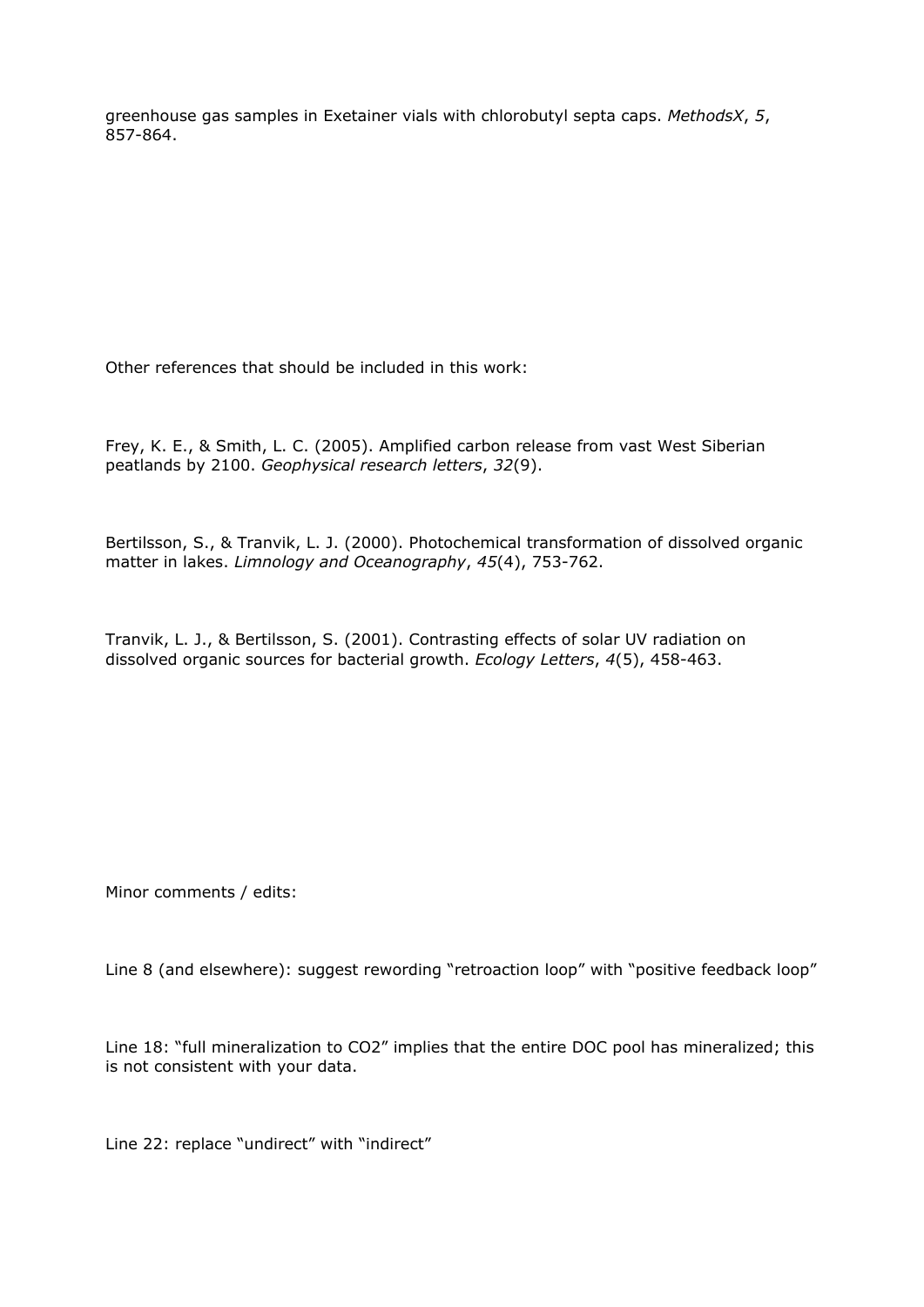greenhouse gas samples in Exetainer vials with chlorobutyl septa caps. *MethodsX*, *5*, 857-864.

Other references that should be included in this work:

Frey, K. E., & Smith, L. C. (2005). Amplified carbon release from vast West Siberian peatlands by 2100. *Geophysical research letters*, *32*(9).

Bertilsson, S., & Tranvik, L. J. (2000). Photochemical transformation of dissolved organic matter in lakes. *Limnology and Oceanography*, *45*(4), 753-762.

Tranvik, L. J., & Bertilsson, S. (2001). Contrasting effects of solar UV radiation on dissolved organic sources for bacterial growth. *Ecology Letters*, *4*(5), 458-463.

Minor comments / edits:

Line 8 (and elsewhere): suggest rewording “retroaction loop” with “positive feedback loop”

Line 18: “full mineralization to $CO_2$” implies that the entire DOC pool has mineralized; this is not consistent with your data.

Line 22: replace “undirect” with “indirect”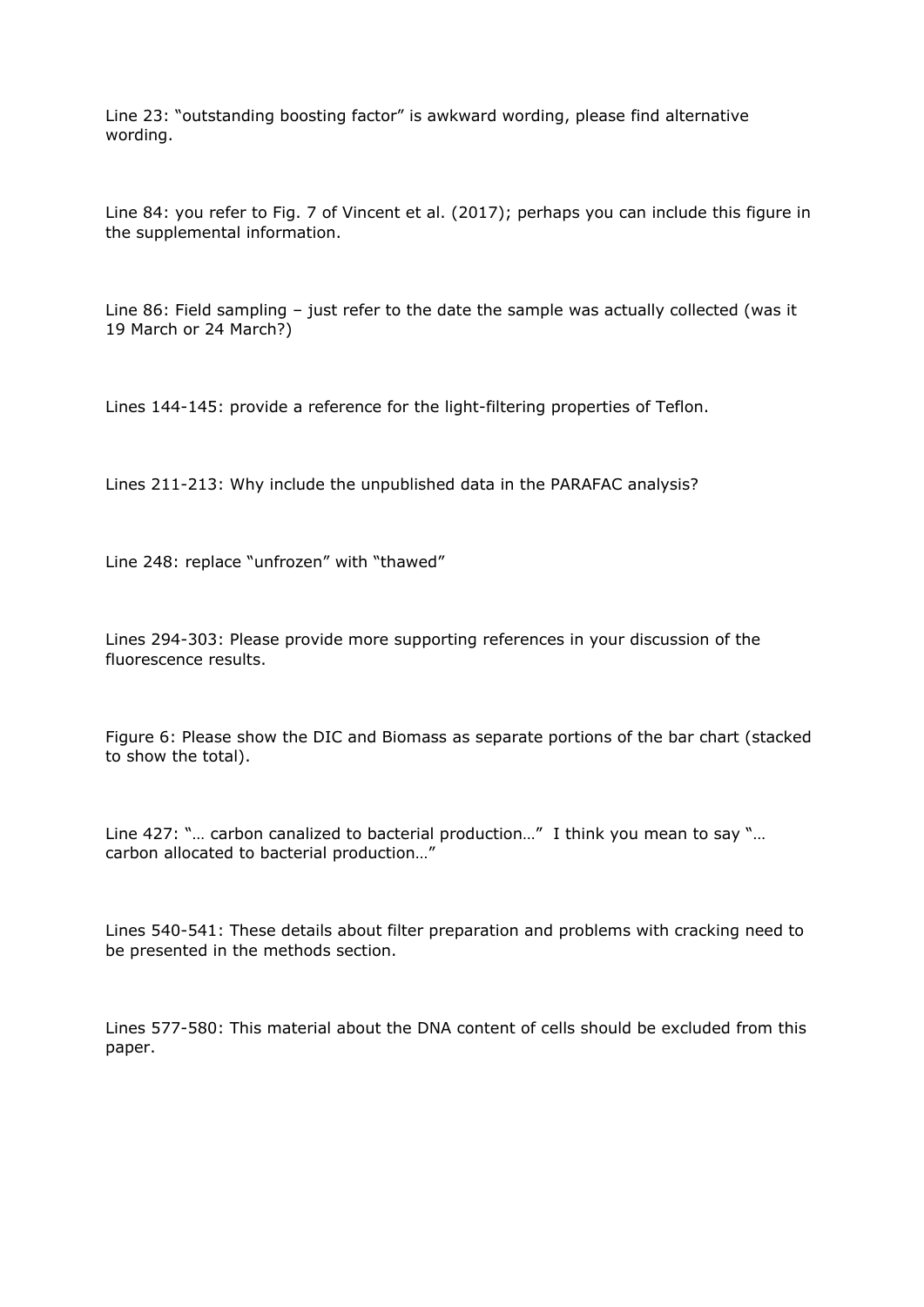Line 23: “outstanding boosting factor” is awkward wording, please find alternative wording.

Line 84: you refer to Fig. 7 of Vincent et al. (2017); perhaps you can include this figure in the supplemental information.

Line 86: Field sampling – just refer to the date the sample was actually collected (was it 19 March or 24 March?)

Lines 144-145: provide a reference for the light-filtering properties of Teflon.

Lines 211-213: Why include the unpublished data in the PARAFAC analysis?

Line 248: replace “unfrozen” with “thawed”

Lines 294-303: Please provide more supporting references in your discussion of the fluorescence results.

Figure 6: Please show the DIC and Biomass as separate portions of the bar chart (stacked to show the total).

Line 427: “… carbon canalized to bacterial production…” I think you mean to say “… carbon allocated to bacterial production…”

Lines 540-541: These details about filter preparation and problems with cracking need to be presented in the methods section.

Lines 577-580: This material about the DNA content of cells should be excluded from this paper.